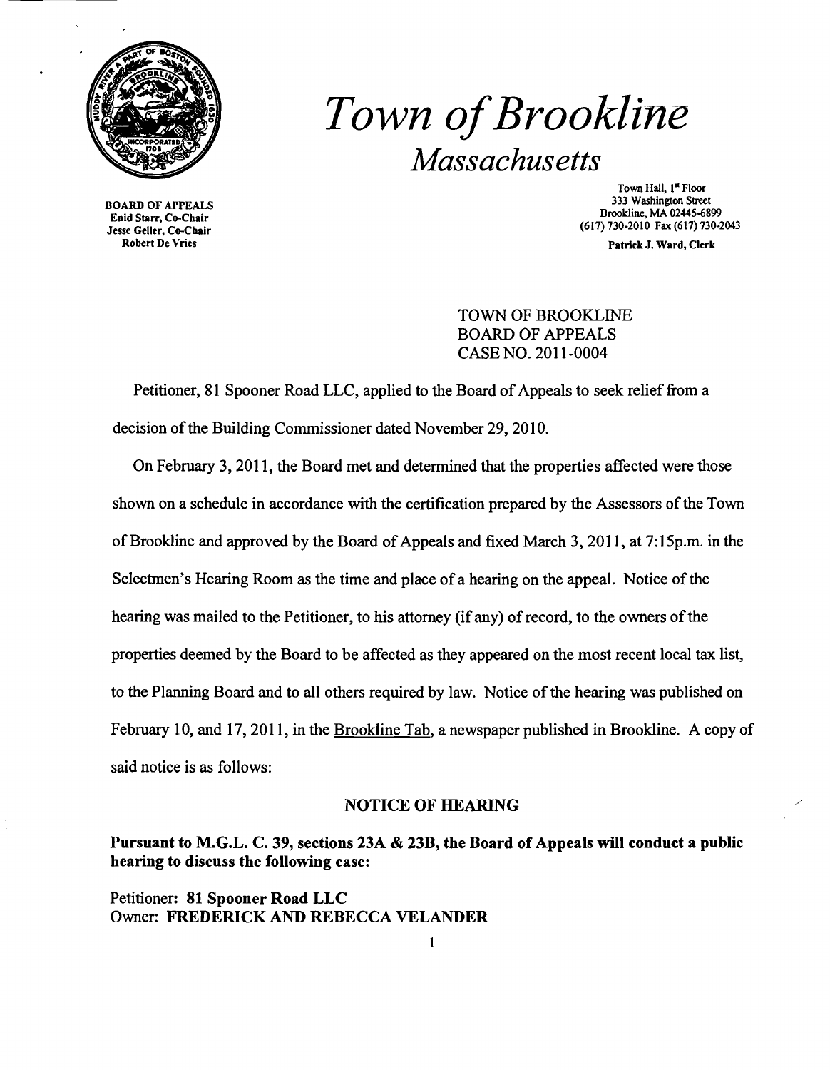# *Town of Brookline*
## *Massachusetts*

BOARD OF APPEALS
Enid Starr, Co-Chair
Jesse Geller, Co-Chair
Robert De Vries

Town Hall, 1st Floor
333 Washington Street
Brookline, MA 02445-6899
(617) 730-2010 Fax (617) 730-2043

Patrick J. Ward, Clerk

TOWN OF BROOKLINE
BOARD OF APPEALS
CASE NO. 2011-0004

Petitioner, 81 Spooner Road LLC, applied to the Board of Appeals to seek relief from a decision of the Building Commissioner dated November 29, 2010.

On February 3, 2011, the Board met and determined that the properties affected were those shown on a schedule in accordance with the certification prepared by the Assessors of the Town of Brookline and approved by the Board of Appeals and fixed March 3, 2011, at 7:15p.m. in the Selectmen's Hearing Room as the time and place of a hearing on the appeal. Notice of the hearing was mailed to the Petitioner, to his attorney (if any) of record, to the owners of the properties deemed by the Board to be affected as they appeared on the most recent local tax list, to the Planning Board and to all others required by law. Notice of the hearing was published on February 10, and 17, 2011, in the Brookline Tab, a newspaper published in Brookline. A copy of said notice is as follows:

### NOTICE OF HEARING

**Pursuant to M.G.L. C. 39, sections 23A & 23B, the Board of Appeals will conduct a public hearing to discuss the following case:**

Petitioner: **81 Spooner Road LLC**
Owner: **FREDERICK AND REBECCA VELANDER**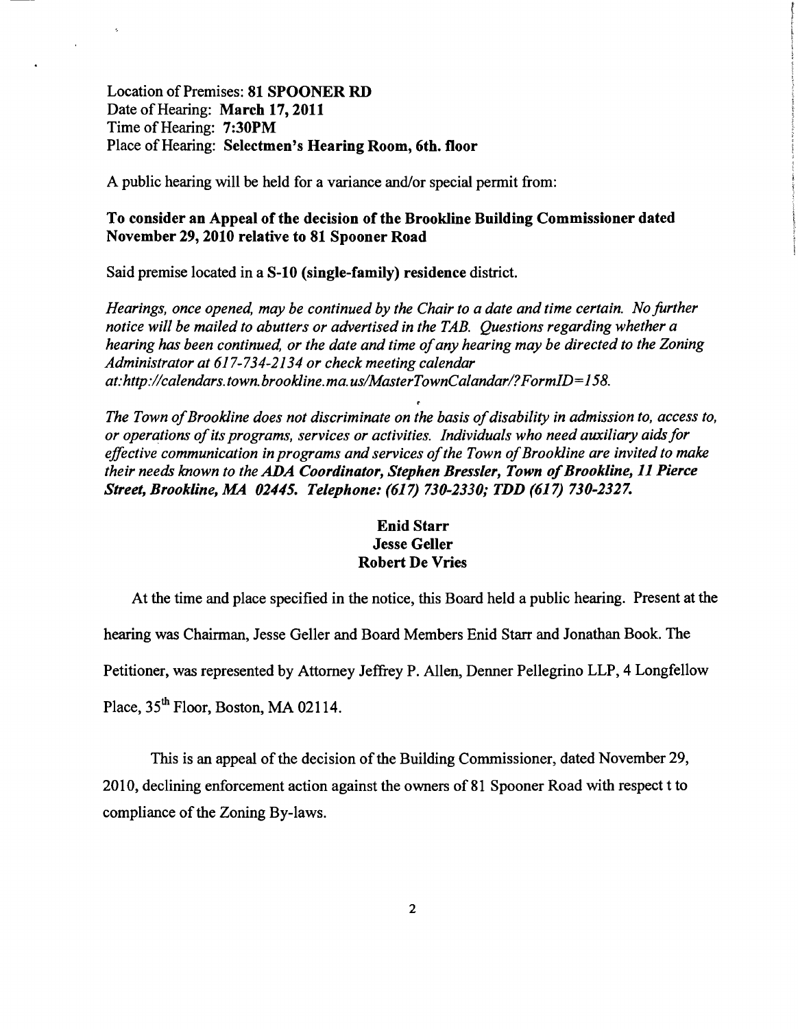Location of Premises: **81 SPOONER RD**
Date of Hearing: **March 17, 2011**
Time of Hearing: **7:30PM**
Place of Hearing: **Selectmen's Hearing Room, 6th. floor**

A public hearing will be held for a variance and/or special permit from:

**To consider an Appeal of the decision of the Brookline Building Commissioner dated November 29, 2010 relative to 81 Spooner Road**

Said premise located in a **S-10 (single-family) residence** district.

*Hearings, once opened, may be continued by the Chair to a date and time certain. No further notice will be mailed to abutters or advertised in the TAB. Questions regarding whether a hearing has been continued, or the date and time of any hearing may be directed to the Zoning Administrator at 617-734-2134 or check meeting calendar at:http://calendars.town.brookline.ma.us/MasterTownCalandar/?FormID=158.*

*The Town of Brookline does not discriminate on the basis of disability in admission to, access to, or operations of its programs, services or activities. Individuals who need auxiliary aids for effective communication in programs and services of the Town of Brookline are invited to make their needs known to the **ADA Coordinator, Stephen Bressler, Town of Brookline, 11 Pierce Street, Brookline, MA 02445. Telephone: (617) 730-2330; TDD (617) 730-2327.***

**Enid Starr**
**Jesse Geller**
**Robert De Vries**

At the time and place specified in the notice, this Board held a public hearing. Present at the hearing was Chairman, Jesse Geller and Board Members Enid Starr and Jonathan Book. The Petitioner, was represented by Attorney Jeffrey P. Allen, Denner Pellegrino LLP, 4 Longfellow Place, 35th Floor, Boston, MA 02114.

This is an appeal of the decision of the Building Commissioner, dated November 29, 2010, declining enforcement action against the owners of 81 Spooner Road with respect t to compliance of the Zoning By-laws.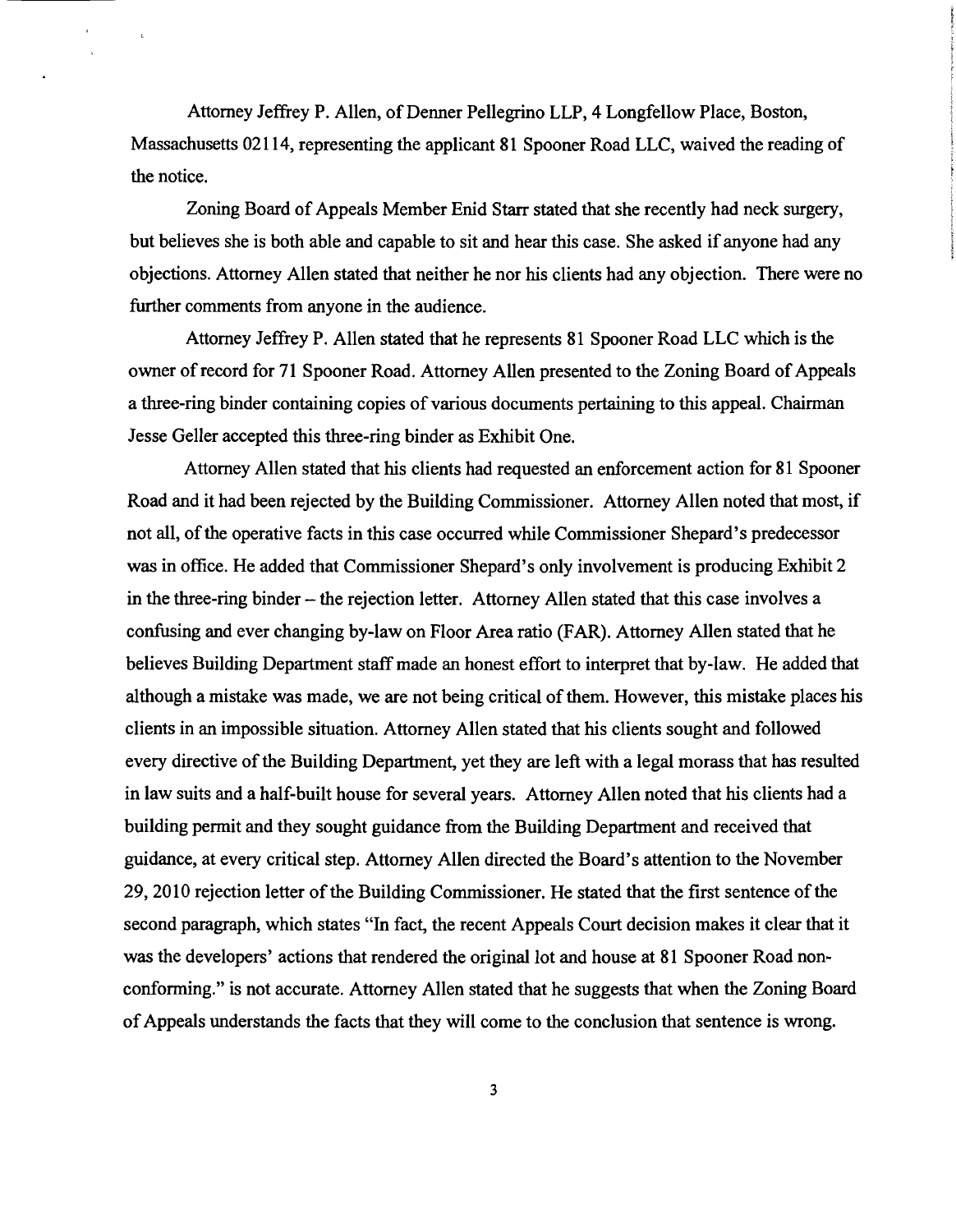Attorney Jeffrey P. Allen, of Denner Pellegrino LLP, 4 Longfellow Place, Boston, Massachusetts 02114, representing the applicant 81 Spooner Road LLC, waived the reading of the notice.

Zoning Board of Appeals Member Enid Starr stated that she recently had neck surgery, but believes she is both able and capable to sit and hear this case. She asked if anyone had any objections. Attorney Allen stated that neither he nor his clients had any objection. There were no further comments from anyone in the audience.

Attorney Jeffrey P. Allen stated that he represents 81 Spooner Road LLC which is the owner of record for 71 Spooner Road. Attorney Allen presented to the Zoning Board of Appeals a three-ring binder containing copies of various documents pertaining to this appeal. Chairman Jesse Geller accepted this three-ring binder as Exhibit One.

Attorney Allen stated that his clients had requested an enforcement action for 81 Spooner Road and it had been rejected by the Building Commissioner. Attorney Allen noted that most, if not all, of the operative facts in this case occurred while Commissioner Shepard's predecessor was in office. He added that Commissioner Shepard's only involvement is producing Exhibit 2 in the three-ring binder – the rejection letter. Attorney Allen stated that this case involves a confusing and ever changing by-law on Floor Area ratio (FAR). Attorney Allen stated that he believes Building Department staff made an honest effort to interpret that by-law. He added that although a mistake was made, we are not being critical of them. However, this mistake places his clients in an impossible situation. Attorney Allen stated that his clients sought and followed every directive of the Building Department, yet they are left with a legal morass that has resulted in law suits and a half-built house for several years. Attorney Allen noted that his clients had a building permit and they sought guidance from the Building Department and received that guidance, at every critical step. Attorney Allen directed the Board's attention to the November 29, 2010 rejection letter of the Building Commissioner. He stated that the first sentence of the second paragraph, which states "In fact, the recent Appeals Court decision makes it clear that it was the developers' actions that rendered the original lot and house at 81 Spooner Road non-conforming." is not accurate. Attorney Allen stated that he suggests that when the Zoning Board of Appeals understands the facts that they will come to the conclusion that sentence is wrong.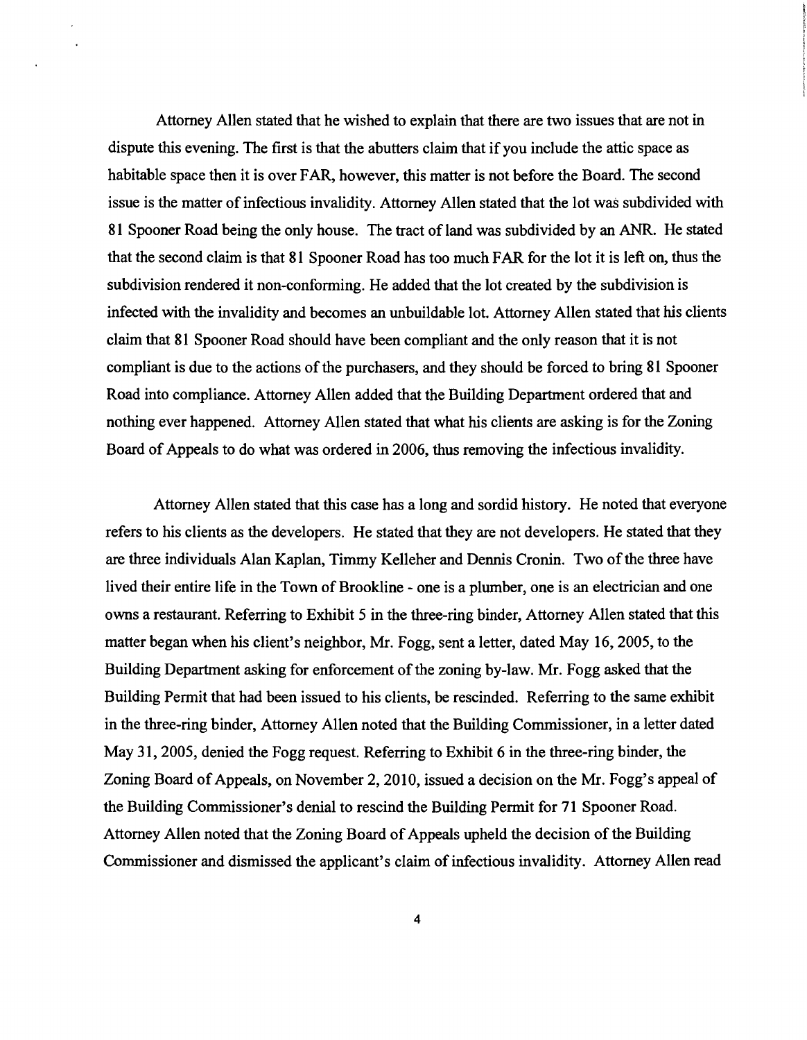Attorney Allen stated that he wished to explain that there are two issues that are not in dispute this evening. The first is that the abutters claim that if you include the attic space as habitable space then it is over FAR, however, this matter is not before the Board. The second issue is the matter of infectious invalidity. Attorney Allen stated that the lot was subdivided with 81 Spooner Road being the only house. The tract of land was subdivided by an ANR. He stated that the second claim is that 81 Spooner Road has too much FAR for the lot it is left on, thus the subdivision rendered it non-conforming. He added that the lot created by the subdivision is infected with the invalidity and becomes an unbuildable lot. Attorney Allen stated that his clients claim that 81 Spooner Road should have been compliant and the only reason that it is not compliant is due to the actions of the purchasers, and they should be forced to bring 81 Spooner Road into compliance. Attorney Allen added that the Building Department ordered that and nothing ever happened. Attorney Allen stated that what his clients are asking is for the Zoning Board of Appeals to do what was ordered in 2006, thus removing the infectious invalidity.

Attorney Allen stated that this case has a long and sordid history. He noted that everyone refers to his clients as the developers. He stated that they are not developers. He stated that they are three individuals Alan Kaplan, Timmy Kelleher and Dennis Cronin. Two of the three have lived their entire life in the Town of Brookline - one is a plumber, one is an electrician and one owns a restaurant. Referring to Exhibit 5 in the three-ring binder, Attorney Allen stated that this matter began when his client's neighbor, Mr. Fogg, sent a letter, dated May 16, 2005, to the Building Department asking for enforcement of the zoning by-law. Mr. Fogg asked that the Building Permit that had been issued to his clients, be rescinded. Referring to the same exhibit in the three-ring binder, Attorney Allen noted that the Building Commissioner, in a letter dated May 31, 2005, denied the Fogg request. Referring to Exhibit 6 in the three-ring binder, the Zoning Board of Appeals, on November 2, 2010, issued a decision on the Mr. Fogg's appeal of the Building Commissioner's denial to rescind the Building Permit for 71 Spooner Road. Attorney Allen noted that the Zoning Board of Appeals upheld the decision of the Building Commissioner and dismissed the applicant's claim of infectious invalidity. Attorney Allen read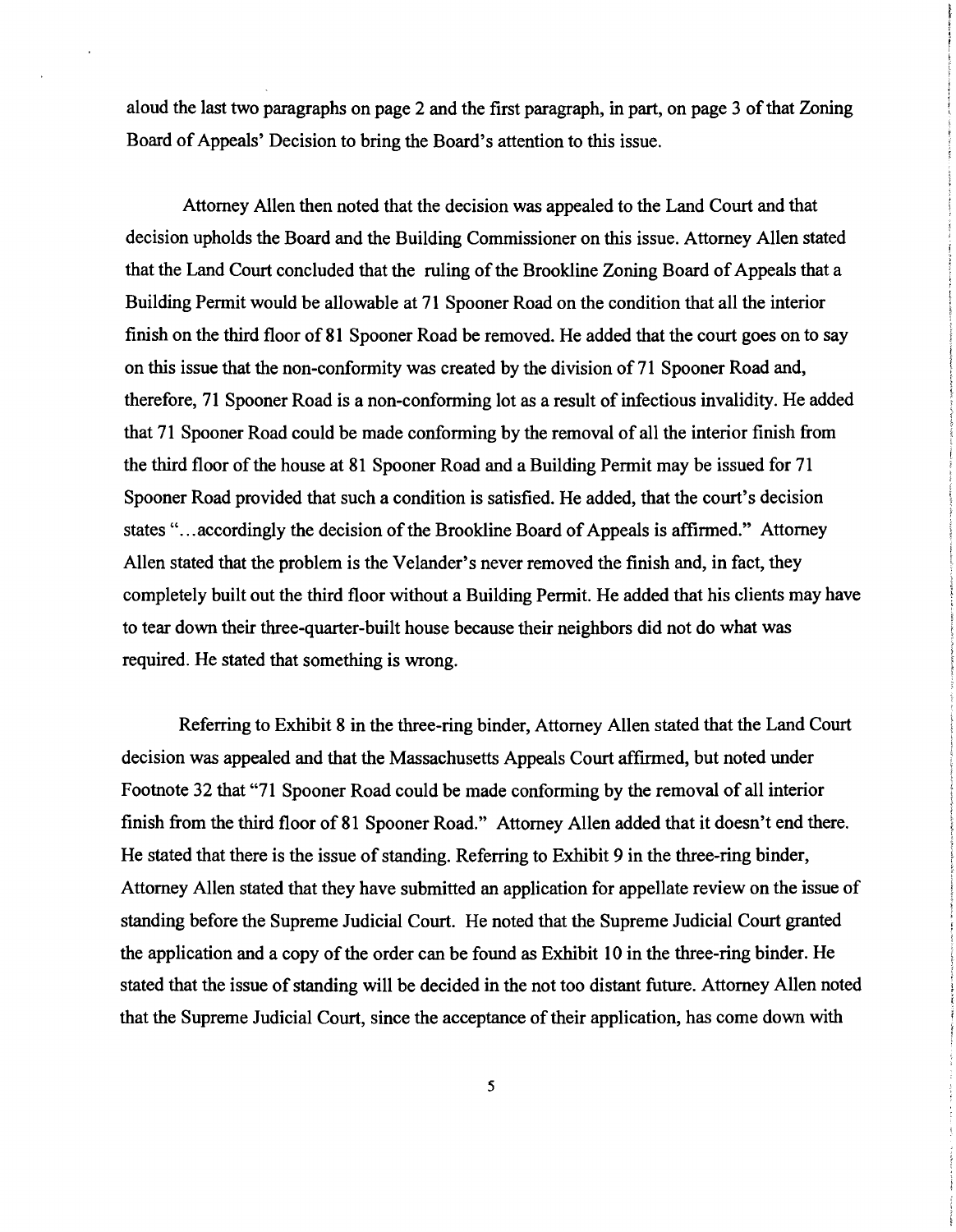aloud the last two paragraphs on page 2 and the first paragraph, in part, on page 3 of that Zoning Board of Appeals' Decision to bring the Board's attention to this issue.

Attorney Allen then noted that the decision was appealed to the Land Court and that decision upholds the Board and the Building Commissioner on this issue. Attorney Allen stated that the Land Court concluded that the ruling of the Brookline Zoning Board of Appeals that a Building Permit would be allowable at 71 Spooner Road on the condition that all the interior finish on the third floor of 81 Spooner Road be removed. He added that the court goes on to say on this issue that the non-conformity was created by the division of 71 Spooner Road and, therefore, 71 Spooner Road is a non-conforming lot as a result of infectious invalidity. He added that 71 Spooner Road could be made conforming by the removal of all the interior finish from the third floor of the house at 81 Spooner Road and a Building Permit may be issued for 71 Spooner Road provided that such a condition is satisfied. He added, that the court's decision states "...accordingly the decision of the Brookline Board of Appeals is affirmed." Attorney Allen stated that the problem is the Velander's never removed the finish and, in fact, they completely built out the third floor without a Building Permit. He added that his clients may have to tear down their three-quarter-built house because their neighbors did not do what was required. He stated that something is wrong.

Referring to Exhibit 8 in the three-ring binder, Attorney Allen stated that the Land Court decision was appealed and that the Massachusetts Appeals Court affirmed, but noted under Footnote 32 that "71 Spooner Road could be made conforming by the removal of all interior finish from the third floor of 81 Spooner Road." Attorney Allen added that it doesn't end there. He stated that there is the issue of standing. Referring to Exhibit 9 in the three-ring binder, Attorney Allen stated that they have submitted an application for appellate review on the issue of standing before the Supreme Judicial Court. He noted that the Supreme Judicial Court granted the application and a copy of the order can be found as Exhibit 10 in the three-ring binder. He stated that the issue of standing will be decided in the not too distant future. Attorney Allen noted that the Supreme Judicial Court, since the acceptance of their application, has come down with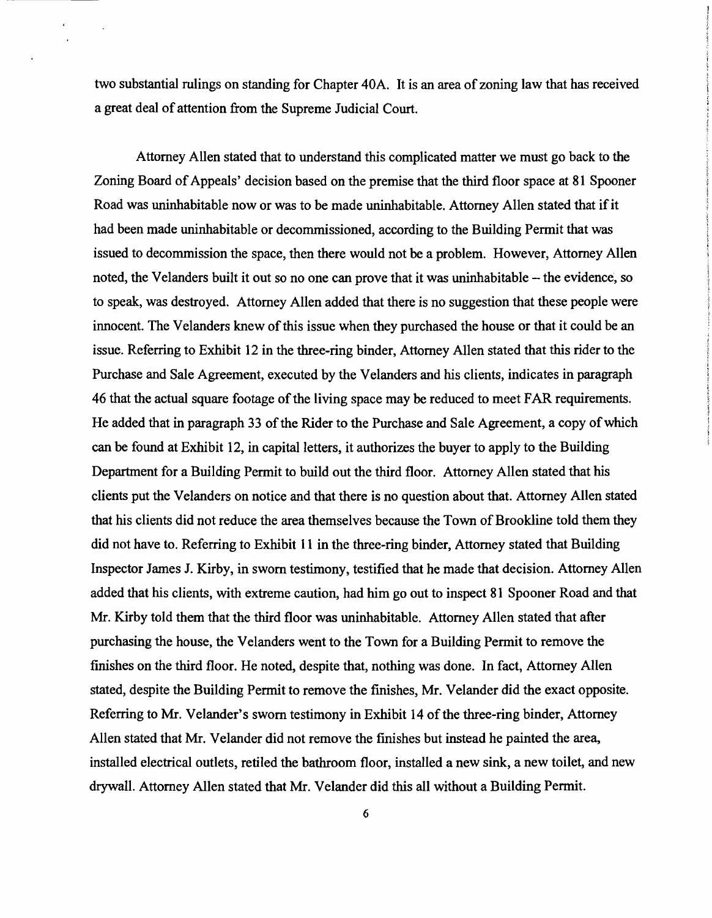two substantial rulings on standing for Chapter 40A. It is an area of zoning law that has received a great deal of attention from the Supreme Judicial Court.

Attorney Allen stated that to understand this complicated matter we must go back to the Zoning Board of Appeals' decision based on the premise that the third floor space at 81 Spooner Road was uninhabitable now or was to be made uninhabitable. Attorney Allen stated that if it had been made uninhabitable or decommissioned, according to the Building Permit that was issued to decommission the space, then there would not be a problem. However, Attorney Allen noted, the Velanders built it out so no one can prove that it was uninhabitable – the evidence, so to speak, was destroyed. Attorney Allen added that there is no suggestion that these people were innocent. The Velanders knew of this issue when they purchased the house or that it could be an issue. Referring to Exhibit 12 in the three-ring binder, Attorney Allen stated that this rider to the Purchase and Sale Agreement, executed by the Velanders and his clients, indicates in paragraph 46 that the actual square footage of the living space may be reduced to meet FAR requirements. He added that in paragraph 33 of the Rider to the Purchase and Sale Agreement, a copy of which can be found at Exhibit 12, in capital letters, it authorizes the buyer to apply to the Building Department for a Building Permit to build out the third floor. Attorney Allen stated that his clients put the Velanders on notice and that there is no question about that. Attorney Allen stated that his clients did not reduce the area themselves because the Town of Brookline told them they did not have to. Referring to Exhibit 11 in the three-ring binder, Attorney stated that Building Inspector James J. Kirby, in sworn testimony, testified that he made that decision. Attorney Allen added that his clients, with extreme caution, had him go out to inspect 81 Spooner Road and that Mr. Kirby told them that the third floor was uninhabitable. Attorney Allen stated that after purchasing the house, the Velanders went to the Town for a Building Permit to remove the finishes on the third floor. He noted, despite that, nothing was done. In fact, Attorney Allen stated, despite the Building Permit to remove the finishes, Mr. Velander did the exact opposite. Referring to Mr. Velander's sworn testimony in Exhibit 14 of the three-ring binder, Attorney Allen stated that Mr. Velander did not remove the finishes but instead he painted the area, installed electrical outlets, retiled the bathroom floor, installed a new sink, a new toilet, and new drywall. Attorney Allen stated that Mr. Velander did this all without a Building Permit.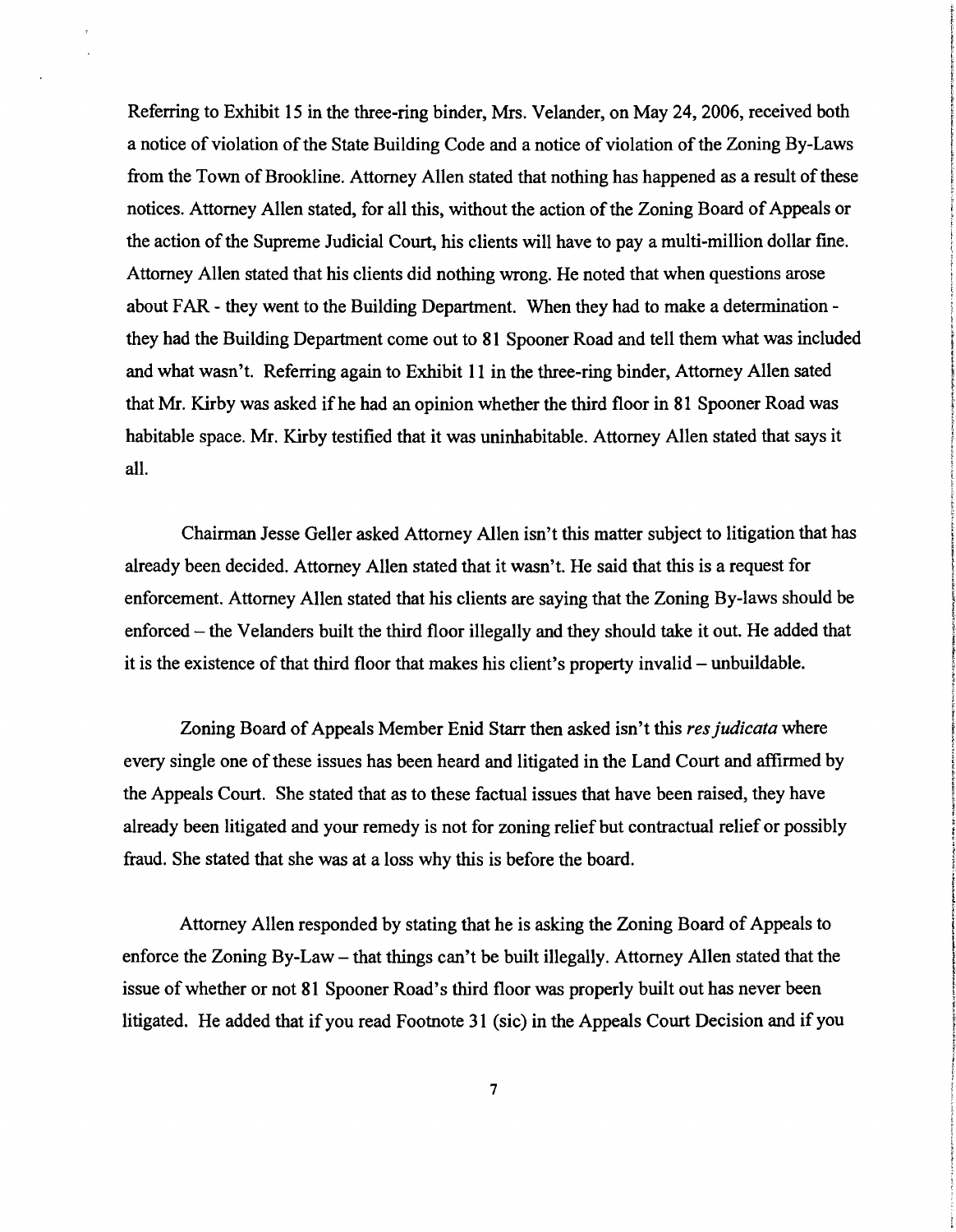Referring to Exhibit 15 in the three-ring binder, Mrs. Velander, on May 24, 2006, received both a notice of violation of the State Building Code and a notice of violation of the Zoning By-Laws from the Town of Brookline. Attorney Allen stated that nothing has happened as a result of these notices. Attorney Allen stated, for all this, without the action of the Zoning Board of Appeals or the action of the Supreme Judicial Court, his clients will have to pay a multi-million dollar fine. Attorney Allen stated that his clients did nothing wrong. He noted that when questions arose about FAR - they went to the Building Department. When they had to make a determination - they had the Building Department come out to 81 Spooner Road and tell them what was included and what wasn't. Referring again to Exhibit 11 in the three-ring binder, Attorney Allen sated that Mr. Kirby was asked if he had an opinion whether the third floor in 81 Spooner Road was habitable space. Mr. Kirby testified that it was uninhabitable. Attorney Allen stated that says it all.

Chairman Jesse Geller asked Attorney Allen isn't this matter subject to litigation that has already been decided. Attorney Allen stated that it wasn't. He said that this is a request for enforcement. Attorney Allen stated that his clients are saying that the Zoning By-laws should be enforced – the Velanders built the third floor illegally and they should take it out. He added that it is the existence of that third floor that makes his client's property invalid – unbuildable.

Zoning Board of Appeals Member Enid Starr then asked isn't this *res judicata* where every single one of these issues has been heard and litigated in the Land Court and affirmed by the Appeals Court. She stated that as to these factual issues that have been raised, they have already been litigated and your remedy is not for zoning relief but contractual relief or possibly fraud. She stated that she was at a loss why this is before the board.

Attorney Allen responded by stating that he is asking the Zoning Board of Appeals to enforce the Zoning By-Law – that things can't be built illegally. Attorney Allen stated that the issue of whether or not 81 Spooner Road's third floor was properly built out has never been litigated. He added that if you read Footnote 31 (sic) in the Appeals Court Decision and if you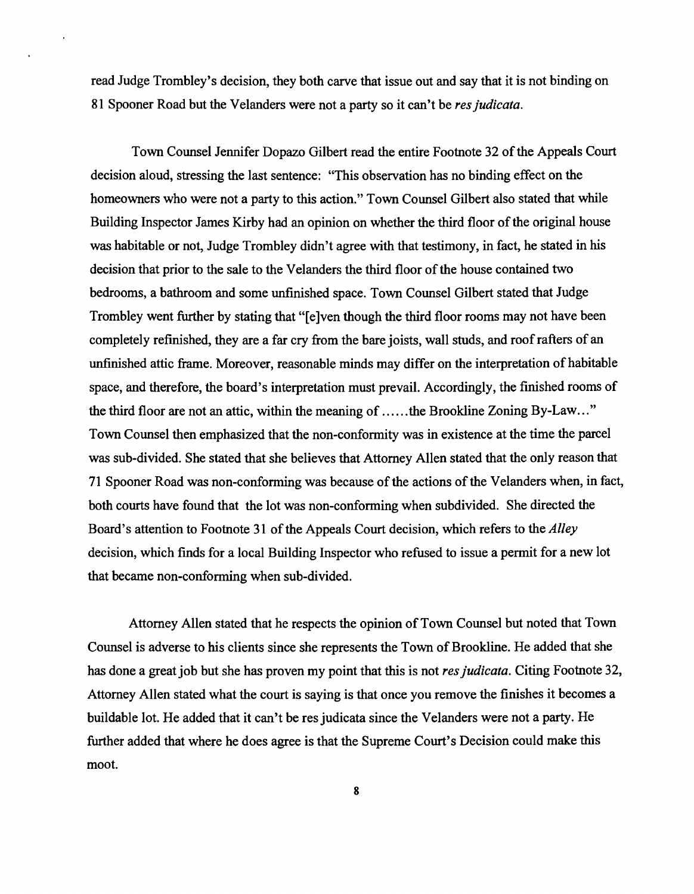read Judge Trombley's decision, they both carve that issue out and say that it is not binding on 81 Spooner Road but the Velanders were not a party so it can't be *res judicata*.

Town Counsel Jennifer Dopazo Gilbert read the entire Footnote 32 of the Appeals Court decision aloud, stressing the last sentence: "This observation has no binding effect on the homeowners who were not a party to this action." Town Counsel Gilbert also stated that while Building Inspector James Kirby had an opinion on whether the third floor of the original house was habitable or not, Judge Trombley didn't agree with that testimony, in fact, he stated in his decision that prior to the sale to the Velanders the third floor of the house contained two bedrooms, a bathroom and some unfinished space. Town Counsel Gilbert stated that Judge Trombley went further by stating that "[e]ven though the third floor rooms may not have been completely refinished, they are a far cry from the bare joists, wall studs, and roof rafters of an unfinished attic frame. Moreover, reasonable minds may differ on the interpretation of habitable space, and therefore, the board's interpretation must prevail. Accordingly, the finished rooms of the third floor are not an attic, within the meaning of ......the Brookline Zoning By-Law..." Town Counsel then emphasized that the non-conformity was in existence at the time the parcel was sub-divided. She stated that she believes that Attorney Allen stated that the only reason that 71 Spooner Road was non-conforming was because of the actions of the Velanders when, in fact, both courts have found that the lot was non-conforming when subdivided. She directed the Board's attention to Footnote 31 of the Appeals Court decision, which refers to the *Alley* decision, which finds for a local Building Inspector who refused to issue a permit for a new lot that became non-conforming when sub-divided.

Attorney Allen stated that he respects the opinion of Town Counsel but noted that Town Counsel is adverse to his clients since she represents the Town of Brookline. He added that she has done a great job but she has proven my point that this is not *res judicata*. Citing Footnote 32, Attorney Allen stated what the court is saying is that once you remove the finishes it becomes a buildable lot. He added that it can't be res judicata since the Velanders were not a party. He further added that where he does agree is that the Supreme Court's Decision could make this moot.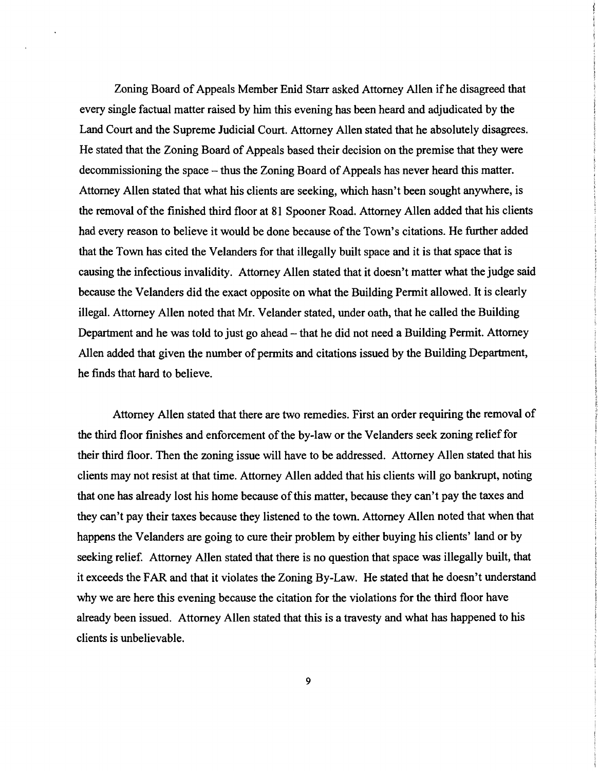Zoning Board of Appeals Member Enid Starr asked Attorney Allen if he disagreed that every single factual matter raised by him this evening has been heard and adjudicated by the Land Court and the Supreme Judicial Court. Attorney Allen stated that he absolutely disagrees. He stated that the Zoning Board of Appeals based their decision on the premise that they were decommissioning the space – thus the Zoning Board of Appeals has never heard this matter. Attorney Allen stated that what his clients are seeking, which hasn't been sought anywhere, is the removal of the finished third floor at 81 Spooner Road. Attorney Allen added that his clients had every reason to believe it would be done because of the Town's citations. He further added that the Town has cited the Velanders for that illegally built space and it is that space that is causing the infectious invalidity. Attorney Allen stated that it doesn't matter what the judge said because the Velanders did the exact opposite on what the Building Permit allowed. It is clearly illegal. Attorney Allen noted that Mr. Velander stated, under oath, that he called the Building Department and he was told to just go ahead – that he did not need a Building Permit. Attorney Allen added that given the number of permits and citations issued by the Building Department, he finds that hard to believe.

Attorney Allen stated that there are two remedies. First an order requiring the removal of the third floor finishes and enforcement of the by-law or the Velanders seek zoning relief for their third floor. Then the zoning issue will have to be addressed. Attorney Allen stated that his clients may not resist at that time. Attorney Allen added that his clients will go bankrupt, noting that one has already lost his home because of this matter, because they can't pay the taxes and they can't pay their taxes because they listened to the town. Attorney Allen noted that when that happens the Velanders are going to cure their problem by either buying his clients' land or by seeking relief. Attorney Allen stated that there is no question that space was illegally built, that it exceeds the FAR and that it violates the Zoning By-Law. He stated that he doesn't understand why we are here this evening because the citation for the violations for the third floor have already been issued. Attorney Allen stated that this is a travesty and what has happened to his clients is unbelievable.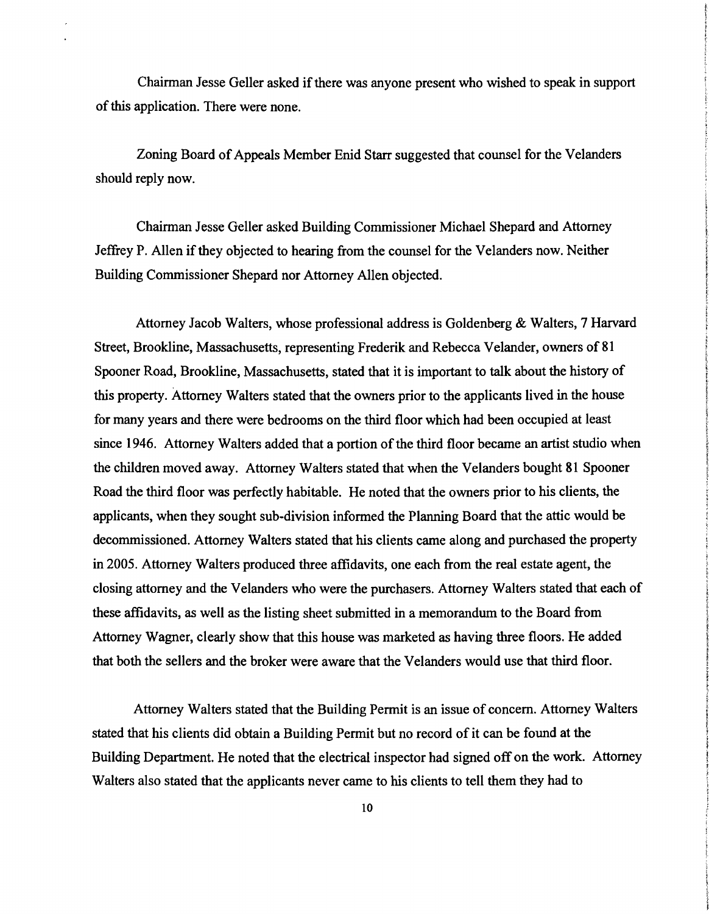Chairman Jesse Geller asked if there was anyone present who wished to speak in support of this application. There were none.

Zoning Board of Appeals Member Enid Starr suggested that counsel for the Velanders should reply now.

Chairman Jesse Geller asked Building Commissioner Michael Shepard and Attorney Jeffrey P. Allen if they objected to hearing from the counsel for the Velanders now. Neither Building Commissioner Shepard nor Attorney Allen objected.

Attorney Jacob Walters, whose professional address is Goldenberg & Walters, 7 Harvard Street, Brookline, Massachusetts, representing Frederik and Rebecca Velander, owners of 81 Spooner Road, Brookline, Massachusetts, stated that it is important to talk about the history of this property. Attorney Walters stated that the owners prior to the applicants lived in the house for many years and there were bedrooms on the third floor which had been occupied at least since 1946. Attorney Walters added that a portion of the third floor became an artist studio when the children moved away. Attorney Walters stated that when the Velanders bought 81 Spooner Road the third floor was perfectly habitable. He noted that the owners prior to his clients, the applicants, when they sought sub-division informed the Planning Board that the attic would be decommissioned. Attorney Walters stated that his clients came along and purchased the property in 2005. Attorney Walters produced three affidavits, one each from the real estate agent, the closing attorney and the Velanders who were the purchasers. Attorney Walters stated that each of these affidavits, as well as the listing sheet submitted in a memorandum to the Board from Attorney Wagner, clearly show that this house was marketed as having three floors. He added that both the sellers and the broker were aware that the Velanders would use that third floor.

Attorney Walters stated that the Building Permit is an issue of concern. Attorney Walters stated that his clients did obtain a Building Permit but no record of it can be found at the Building Department. He noted that the electrical inspector had signed off on the work. Attorney Walters also stated that the applicants never came to his clients to tell them they had to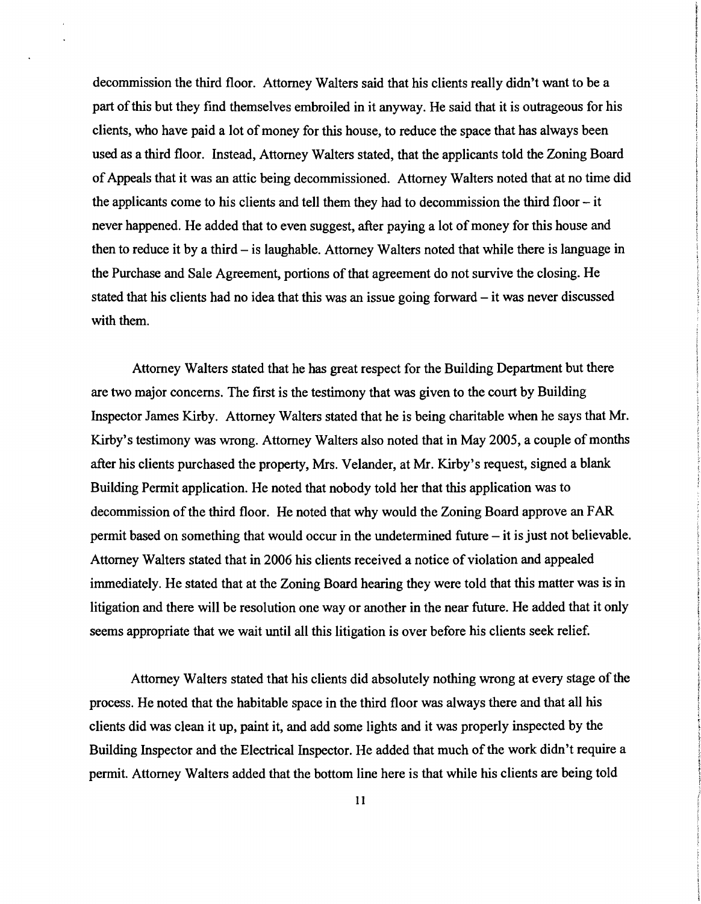decommission the third floor. Attorney Walters said that his clients really didn't want to be a part of this but they find themselves embroiled in it anyway. He said that it is outrageous for his clients, who have paid a lot of money for this house, to reduce the space that has always been used as a third floor. Instead, Attorney Walters stated, that the applicants told the Zoning Board of Appeals that it was an attic being decommissioned. Attorney Walters noted that at no time did the applicants come to his clients and tell them they had to decommission the third floor – it never happened. He added that to even suggest, after paying a lot of money for this house and then to reduce it by a third – is laughable. Attorney Walters noted that while there is language in the Purchase and Sale Agreement, portions of that agreement do not survive the closing. He stated that his clients had no idea that this was an issue going forward – it was never discussed with them.

Attorney Walters stated that he has great respect for the Building Department but there are two major concerns. The first is the testimony that was given to the court by Building Inspector James Kirby. Attorney Walters stated that he is being charitable when he says that Mr. Kirby's testimony was wrong. Attorney Walters also noted that in May 2005, a couple of months after his clients purchased the property, Mrs. Velander, at Mr. Kirby's request, signed a blank Building Permit application. He noted that nobody told her that this application was to decommission of the third floor. He noted that why would the Zoning Board approve an FAR permit based on something that would occur in the undetermined future – it is just not believable. Attorney Walters stated that in 2006 his clients received a notice of violation and appealed immediately. He stated that at the Zoning Board hearing they were told that this matter was is in litigation and there will be resolution one way or another in the near future. He added that it only seems appropriate that we wait until all this litigation is over before his clients seek relief.

Attorney Walters stated that his clients did absolutely nothing wrong at every stage of the process. He noted that the habitable space in the third floor was always there and that all his clients did was clean it up, paint it, and add some lights and it was properly inspected by the Building Inspector and the Electrical Inspector. He added that much of the work didn't require a permit. Attorney Walters added that the bottom line here is that while his clients are being told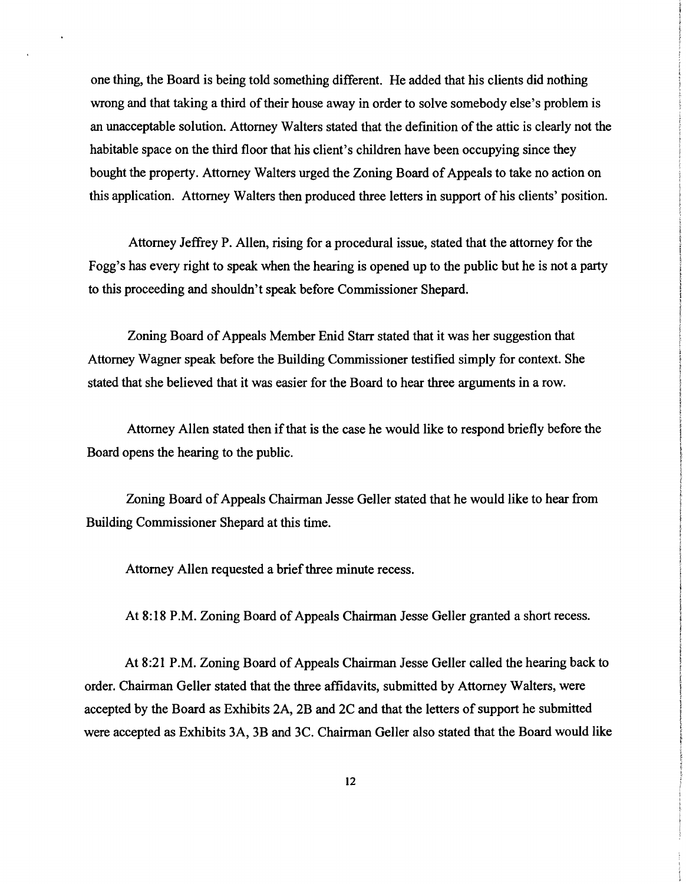one thing, the Board is being told something different. He added that his clients did nothing wrong and that taking a third of their house away in order to solve somebody else's problem is an unacceptable solution. Attorney Walters stated that the definition of the attic is clearly not the habitable space on the third floor that his client's children have been occupying since they bought the property. Attorney Walters urged the Zoning Board of Appeals to take no action on this application. Attorney Walters then produced three letters in support of his clients' position.

Attorney Jeffrey P. Allen, rising for a procedural issue, stated that the attorney for the Fogg's has every right to speak when the hearing is opened up to the public but he is not a party to this proceeding and shouldn't speak before Commissioner Shepard.

Zoning Board of Appeals Member Enid Starr stated that it was her suggestion that Attorney Wagner speak before the Building Commissioner testified simply for context. She stated that she believed that it was easier for the Board to hear three arguments in a row.

Attorney Allen stated then if that is the case he would like to respond briefly before the Board opens the hearing to the public.

Zoning Board of Appeals Chairman Jesse Geller stated that he would like to hear from Building Commissioner Shepard at this time.

Attorney Allen requested a brief three minute recess.

At 8:18 P.M. Zoning Board of Appeals Chairman Jesse Geller granted a short recess.

At 8:21 P.M. Zoning Board of Appeals Chairman Jesse Geller called the hearing back to order. Chairman Geller stated that the three affidavits, submitted by Attorney Walters, were accepted by the Board as Exhibits 2A, 2B and 2C and that the letters of support he submitted were accepted as Exhibits 3A, 3B and 3C. Chairman Geller also stated that the Board would like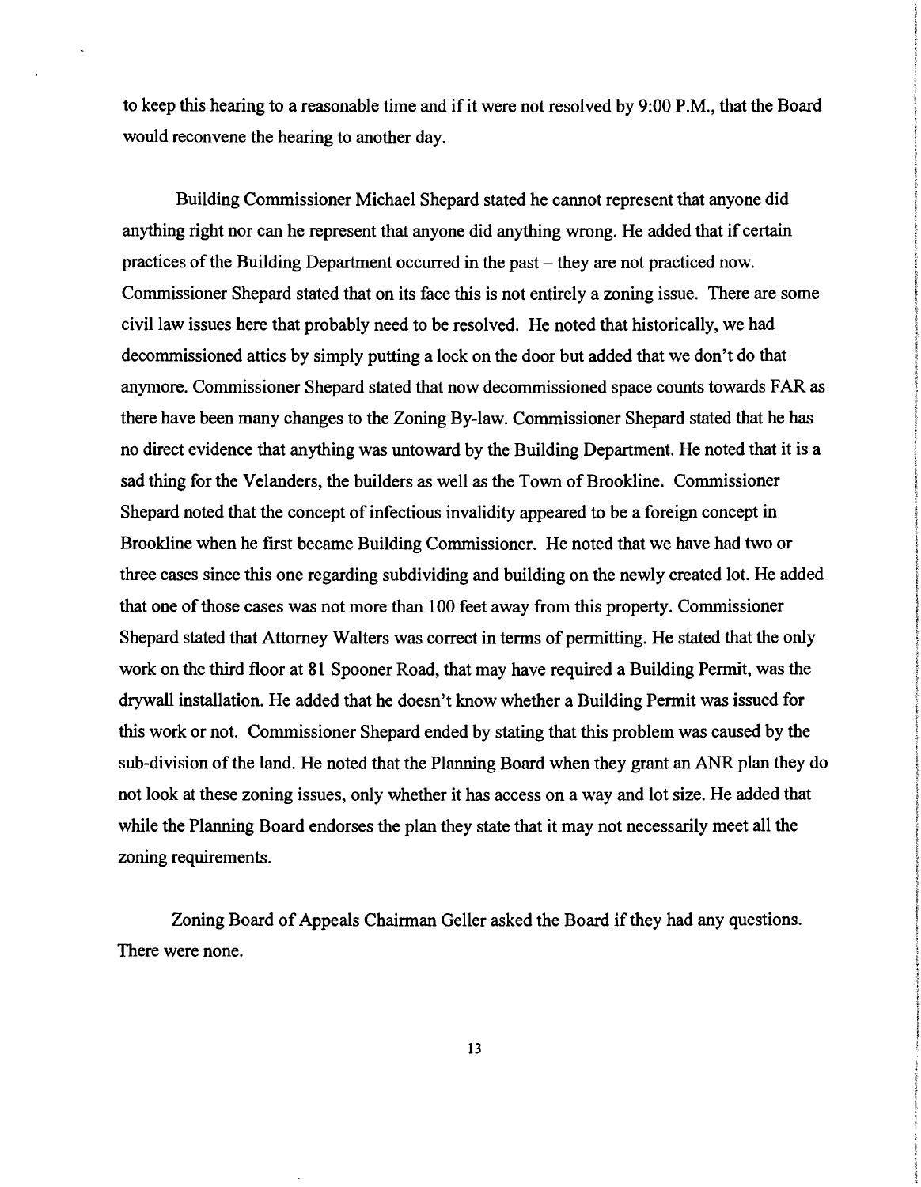to keep this hearing to a reasonable time and if it were not resolved by 9:00 P.M., that the Board would reconvene the hearing to another day.

Building Commissioner Michael Shepard stated he cannot represent that anyone did anything right nor can he represent that anyone did anything wrong. He added that if certain practices of the Building Department occurred in the past – they are not practiced now. Commissioner Shepard stated that on its face this is not entirely a zoning issue. There are some civil law issues here that probably need to be resolved. He noted that historically, we had decommissioned attics by simply putting a lock on the door but added that we don't do that anymore. Commissioner Shepard stated that now decommissioned space counts towards FAR as there have been many changes to the Zoning By-law. Commissioner Shepard stated that he has no direct evidence that anything was untoward by the Building Department. He noted that it is a sad thing for the Velanders, the builders as well as the Town of Brookline. Commissioner Shepard noted that the concept of infectious invalidity appeared to be a foreign concept in Brookline when he first became Building Commissioner. He noted that we have had two or three cases since this one regarding subdividing and building on the newly created lot. He added that one of those cases was not more than 100 feet away from this property. Commissioner Shepard stated that Attorney Walters was correct in terms of permitting. He stated that the only work on the third floor at 81 Spooner Road, that may have required a Building Permit, was the drywall installation. He added that he doesn't know whether a Building Permit was issued for this work or not. Commissioner Shepard ended by stating that this problem was caused by the sub-division of the land. He noted that the Planning Board when they grant an ANR plan they do not look at these zoning issues, only whether it has access on a way and lot size. He added that while the Planning Board endorses the plan they state that it may not necessarily meet all the zoning requirements.

Zoning Board of Appeals Chairman Geller asked the Board if they had any questions. There were none.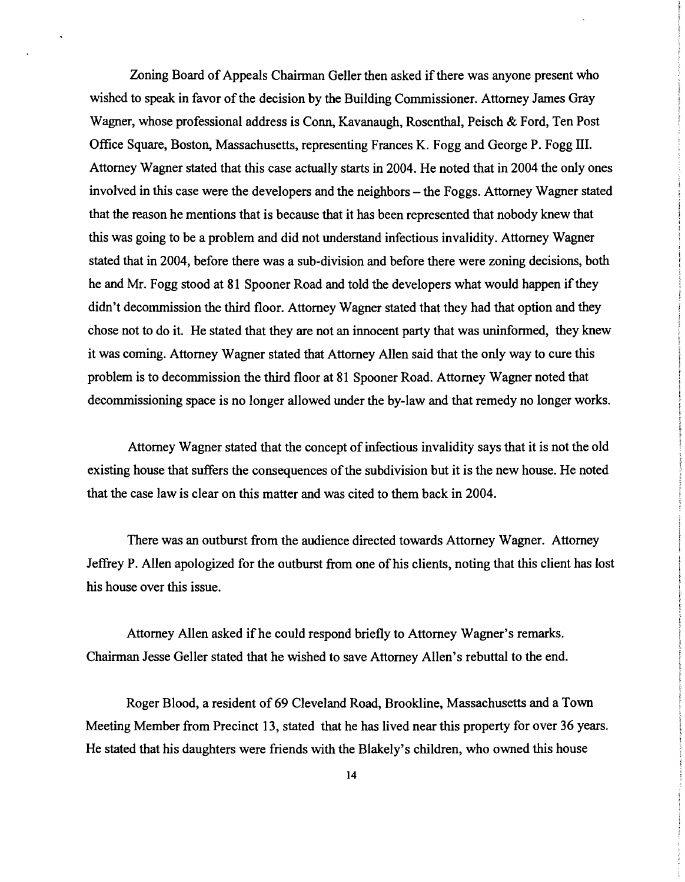Zoning Board of Appeals Chairman Geller then asked if there was anyone present who wished to speak in favor of the decision by the Building Commissioner. Attorney James Gray Wagner, whose professional address is Conn, Kavanaugh, Rosenthal, Peisch & Ford, Ten Post Office Square, Boston, Massachusetts, representing Frances K. Fogg and George P. Fogg III. Attorney Wagner stated that this case actually starts in 2004. He noted that in 2004 the only ones involved in this case were the developers and the neighbors – the Foggs. Attorney Wagner stated that the reason he mentions that is because that it has been represented that nobody knew that this was going to be a problem and did not understand infectious invalidity. Attorney Wagner stated that in 2004, before there was a sub-division and before there were zoning decisions, both he and Mr. Fogg stood at 81 Spooner Road and told the developers what would happen if they didn't decommission the third floor. Attorney Wagner stated that they had that option and they chose not to do it. He stated that they are not an innocent party that was uninformed, they knew it was coming. Attorney Wagner stated that Attorney Allen said that the only way to cure this problem is to decommission the third floor at 81 Spooner Road. Attorney Wagner noted that decommissioning space is no longer allowed under the by-law and that remedy no longer works.

Attorney Wagner stated that the concept of infectious invalidity says that it is not the old existing house that suffers the consequences of the subdivision but it is the new house. He noted that the case law is clear on this matter and was cited to them back in 2004.

There was an outburst from the audience directed towards Attorney Wagner. Attorney Jeffrey P. Allen apologized for the outburst from one of his clients, noting that this client has lost his house over this issue.

Attorney Allen asked if he could respond briefly to Attorney Wagner's remarks. Chairman Jesse Geller stated that he wished to save Attorney Allen's rebuttal to the end.

Roger Blood, a resident of 69 Cleveland Road, Brookline, Massachusetts and a Town Meeting Member from Precinct 13, stated that he has lived near this property for over 36 years. He stated that his daughters were friends with the Blakely's children, who owned this house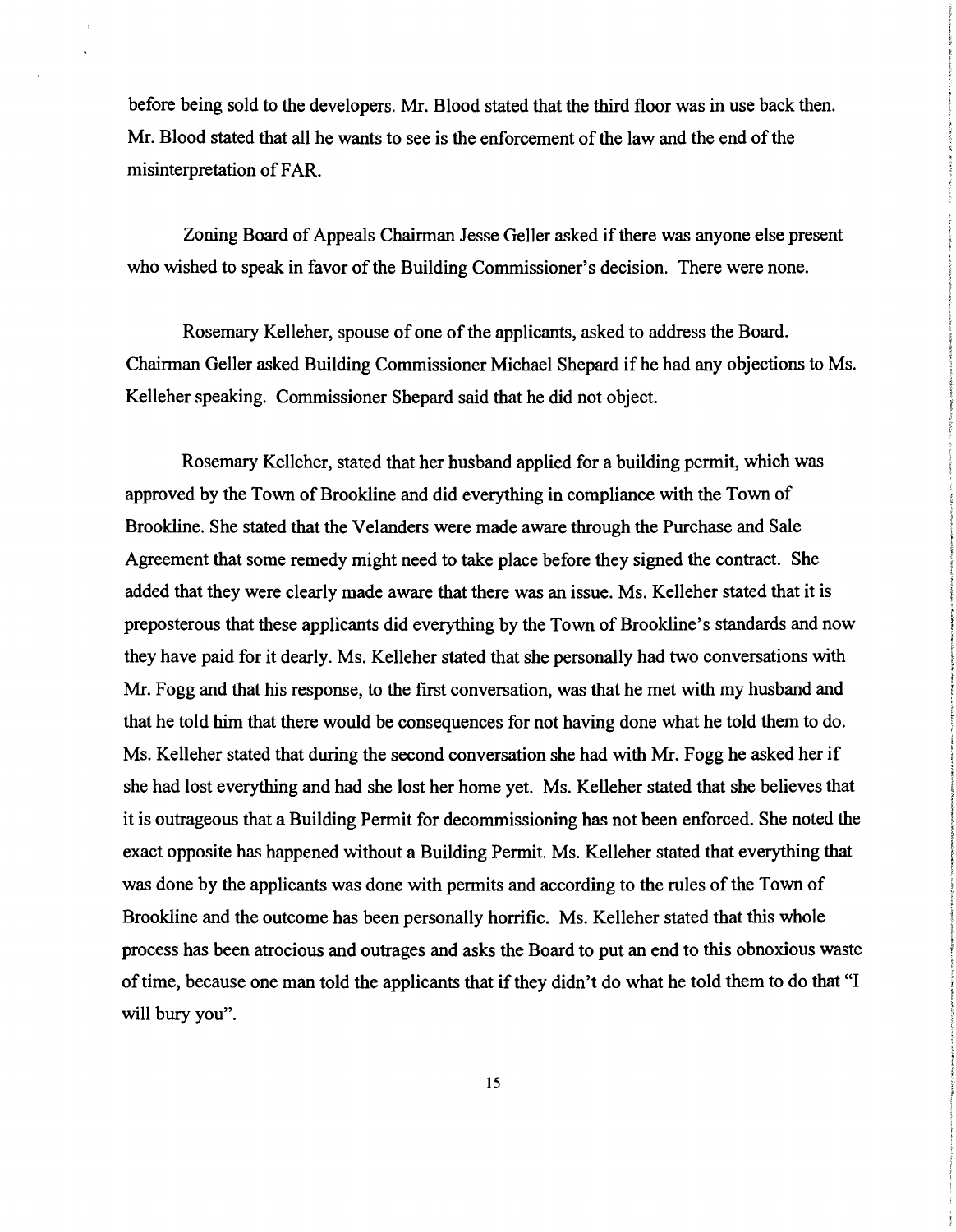before being sold to the developers. Mr. Blood stated that the third floor was in use back then. Mr. Blood stated that all he wants to see is the enforcement of the law and the end of the misinterpretation of FAR.

Zoning Board of Appeals Chairman Jesse Geller asked if there was anyone else present who wished to speak in favor of the Building Commissioner's decision. There were none.

Rosemary Kelleher, spouse of one of the applicants, asked to address the Board. Chairman Geller asked Building Commissioner Michael Shepard if he had any objections to Ms. Kelleher speaking. Commissioner Shepard said that he did not object.

Rosemary Kelleher, stated that her husband applied for a building permit, which was approved by the Town of Brookline and did everything in compliance with the Town of Brookline. She stated that the Velanders were made aware through the Purchase and Sale Agreement that some remedy might need to take place before they signed the contract. She added that they were clearly made aware that there was an issue. Ms. Kelleher stated that it is preposterous that these applicants did everything by the Town of Brookline's standards and now they have paid for it dearly. Ms. Kelleher stated that she personally had two conversations with Mr. Fogg and that his response, to the first conversation, was that he met with my husband and that he told him that there would be consequences for not having done what he told them to do. Ms. Kelleher stated that during the second conversation she had with Mr. Fogg he asked her if she had lost everything and had she lost her home yet. Ms. Kelleher stated that she believes that it is outrageous that a Building Permit for decommissioning has not been enforced. She noted the exact opposite has happened without a Building Permit. Ms. Kelleher stated that everything that was done by the applicants was done with permits and according to the rules of the Town of Brookline and the outcome has been personally horrific. Ms. Kelleher stated that this whole process has been atrocious and outrages and asks the Board to put an end to this obnoxious waste of time, because one man told the applicants that if they didn't do what he told them to do that "I will bury you".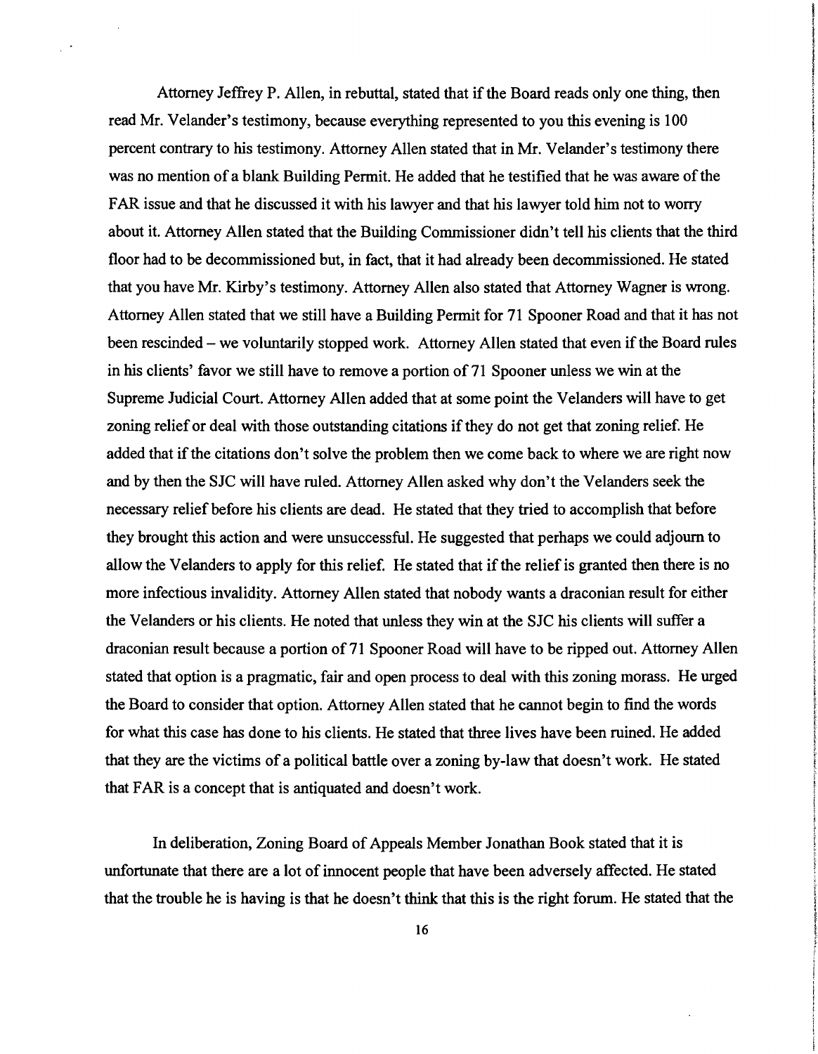Attorney Jeffrey P. Allen, in rebuttal, stated that if the Board reads only one thing, then read Mr. Velander's testimony, because everything represented to you this evening is 100 percent contrary to his testimony. Attorney Allen stated that in Mr. Velander's testimony there was no mention of a blank Building Permit. He added that he testified that he was aware of the FAR issue and that he discussed it with his lawyer and that his lawyer told him not to worry about it. Attorney Allen stated that the Building Commissioner didn't tell his clients that the third floor had to be decommissioned but, in fact, that it had already been decommissioned. He stated that you have Mr. Kirby's testimony. Attorney Allen also stated that Attorney Wagner is wrong. Attorney Allen stated that we still have a Building Permit for 71 Spooner Road and that it has not been rescinded – we voluntarily stopped work. Attorney Allen stated that even if the Board rules in his clients' favor we still have to remove a portion of 71 Spooner unless we win at the Supreme Judicial Court. Attorney Allen added that at some point the Velanders will have to get zoning relief or deal with those outstanding citations if they do not get that zoning relief. He added that if the citations don't solve the problem then we come back to where we are right now and by then the SJC will have ruled. Attorney Allen asked why don't the Velanders seek the necessary relief before his clients are dead. He stated that they tried to accomplish that before they brought this action and were unsuccessful. He suggested that perhaps we could adjourn to allow the Velanders to apply for this relief. He stated that if the relief is granted then there is no more infectious invalidity. Attorney Allen stated that nobody wants a draconian result for either the Velanders or his clients. He noted that unless they win at the SJC his clients will suffer a draconian result because a portion of 71 Spooner Road will have to be ripped out. Attorney Allen stated that option is a pragmatic, fair and open process to deal with this zoning morass. He urged the Board to consider that option. Attorney Allen stated that he cannot begin to find the words for what this case has done to his clients. He stated that three lives have been ruined. He added that they are the victims of a political battle over a zoning by-law that doesn't work. He stated that FAR is a concept that is antiquated and doesn't work.

In deliberation, Zoning Board of Appeals Member Jonathan Book stated that it is unfortunate that there are a lot of innocent people that have been adversely affected. He stated that the trouble he is having is that he doesn't think that this is the right forum. He stated that the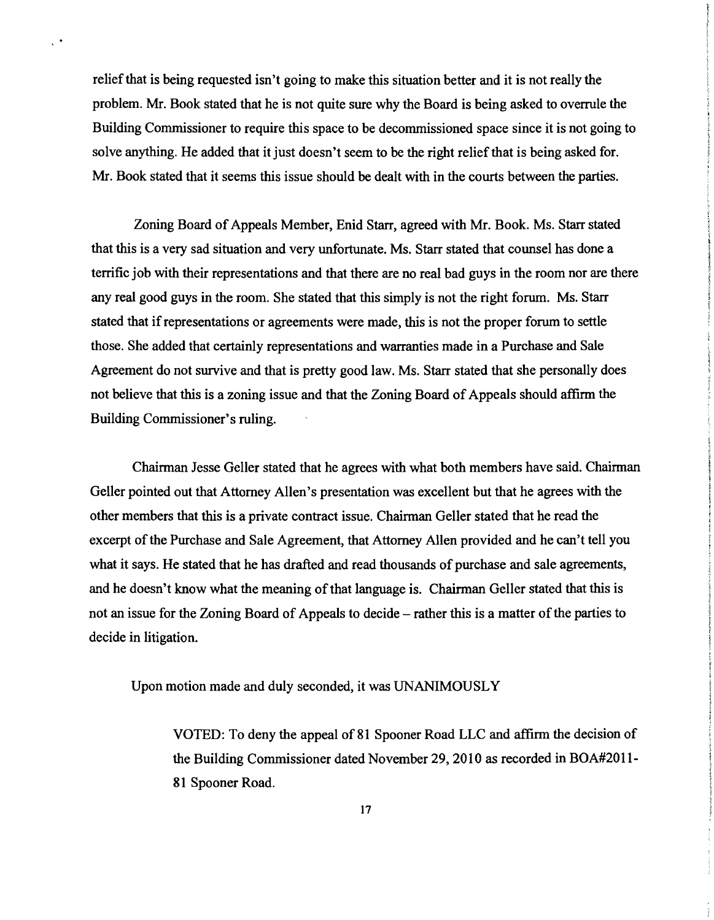relief that is being requested isn't going to make this situation better and it is not really the problem. Mr. Book stated that he is not quite sure why the Board is being asked to overrule the Building Commissioner to require this space to be decommissioned space since it is not going to solve anything. He added that it just doesn't seem to be the right relief that is being asked for. Mr. Book stated that it seems this issue should be dealt with in the courts between the parties.

Zoning Board of Appeals Member, Enid Starr, agreed with Mr. Book. Ms. Starr stated that this is a very sad situation and very unfortunate. Ms. Starr stated that counsel has done a terrific job with their representations and that there are no real bad guys in the room nor are there any real good guys in the room. She stated that this simply is not the right forum. Ms. Starr stated that if representations or agreements were made, this is not the proper forum to settle those. She added that certainly representations and warranties made in a Purchase and Sale Agreement do not survive and that is pretty good law. Ms. Starr stated that she personally does not believe that this is a zoning issue and that the Zoning Board of Appeals should affirm the Building Commissioner's ruling.

Chairman Jesse Geller stated that he agrees with what both members have said. Chairman Geller pointed out that Attorney Allen's presentation was excellent but that he agrees with the other members that this is a private contract issue. Chairman Geller stated that he read the excerpt of the Purchase and Sale Agreement, that Attorney Allen provided and he can't tell you what it says. He stated that he has drafted and read thousands of purchase and sale agreements, and he doesn't know what the meaning of that language is. Chairman Geller stated that this is not an issue for the Zoning Board of Appeals to decide – rather this is a matter of the parties to decide in litigation.

Upon motion made and duly seconded, it was UNANIMOUSLY

> VOTED: To deny the appeal of 81 Spooner Road LLC and affirm the decision of the Building Commissioner dated November 29, 2010 as recorded in BOA#2011-81 Spooner Road.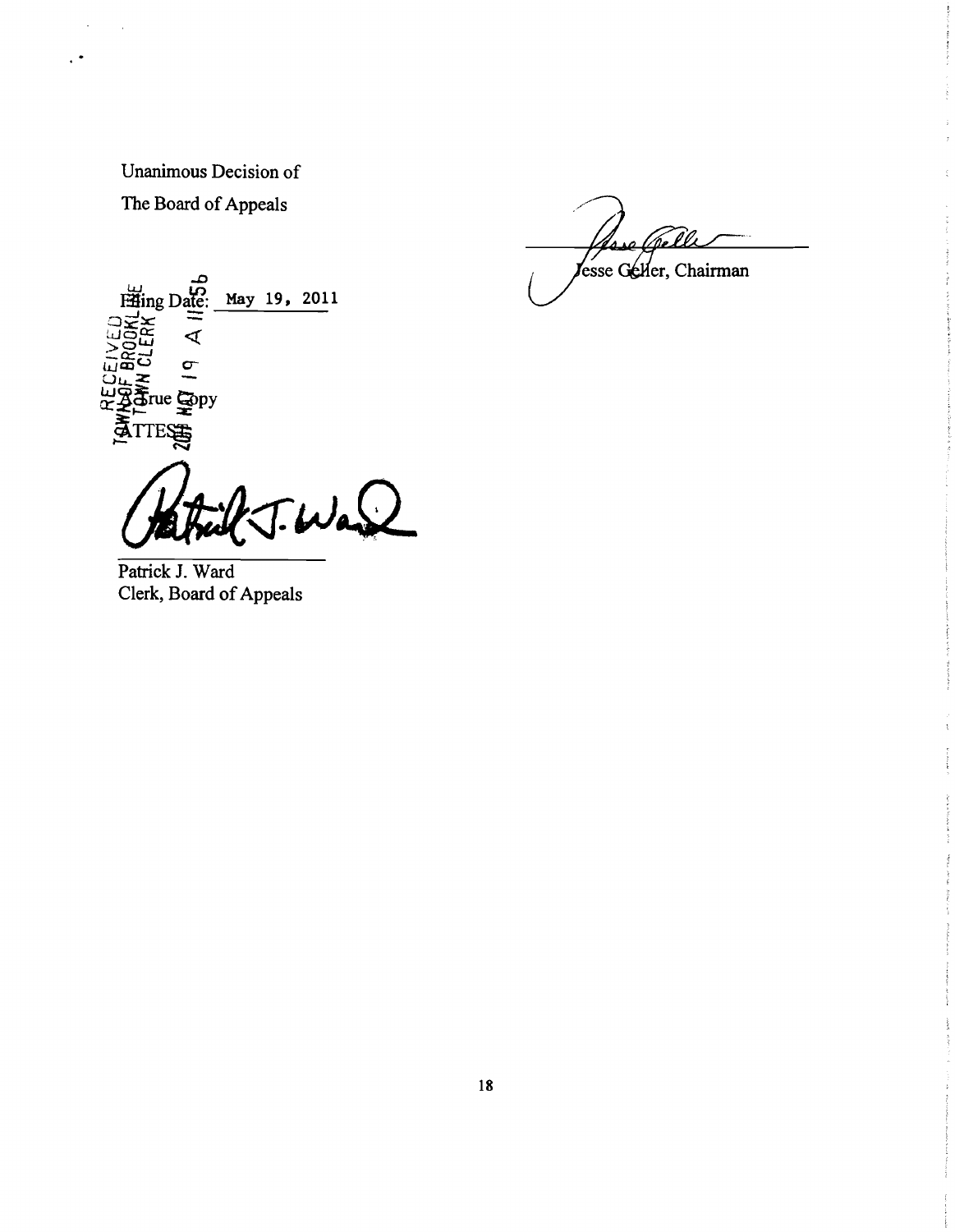Unanimous Decision of

The Board of Appeals

Jesse Geller, Chairman

Filing Date: May 19, 2011

RECEIVED
TOWN OF BROOKLINE
TOWN CLERK
2011 MAY 19 A 11:56

A True Copy

ATTEST:

Patrick J. Ward
Clerk, Board of Appeals